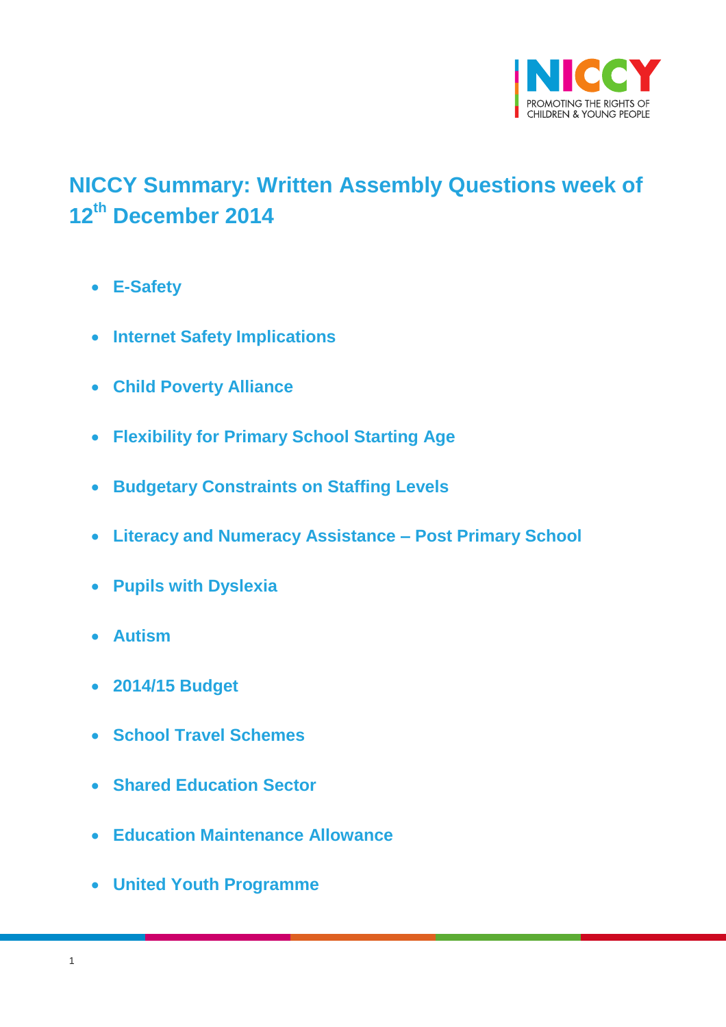# NICCY Summary: Written Assembly Questions week of 12th December 2014

- **E-Safety**
- **Internet Safety Implications**
- **Child Poverty Alliance**
- **Flexibility for Primary School Starting Age**
- **Budgetary Constraints on Staffing Levels**
- **Literacy and Numeracy Assistance – Post Primary School**
- **Pupils with Dyslexia**
- **Autism**
- **2014/15 Budget**
- **School Travel Schemes**
- **Shared Education Sector**
- **Education Maintenance Allowance**
- **United Youth Programme**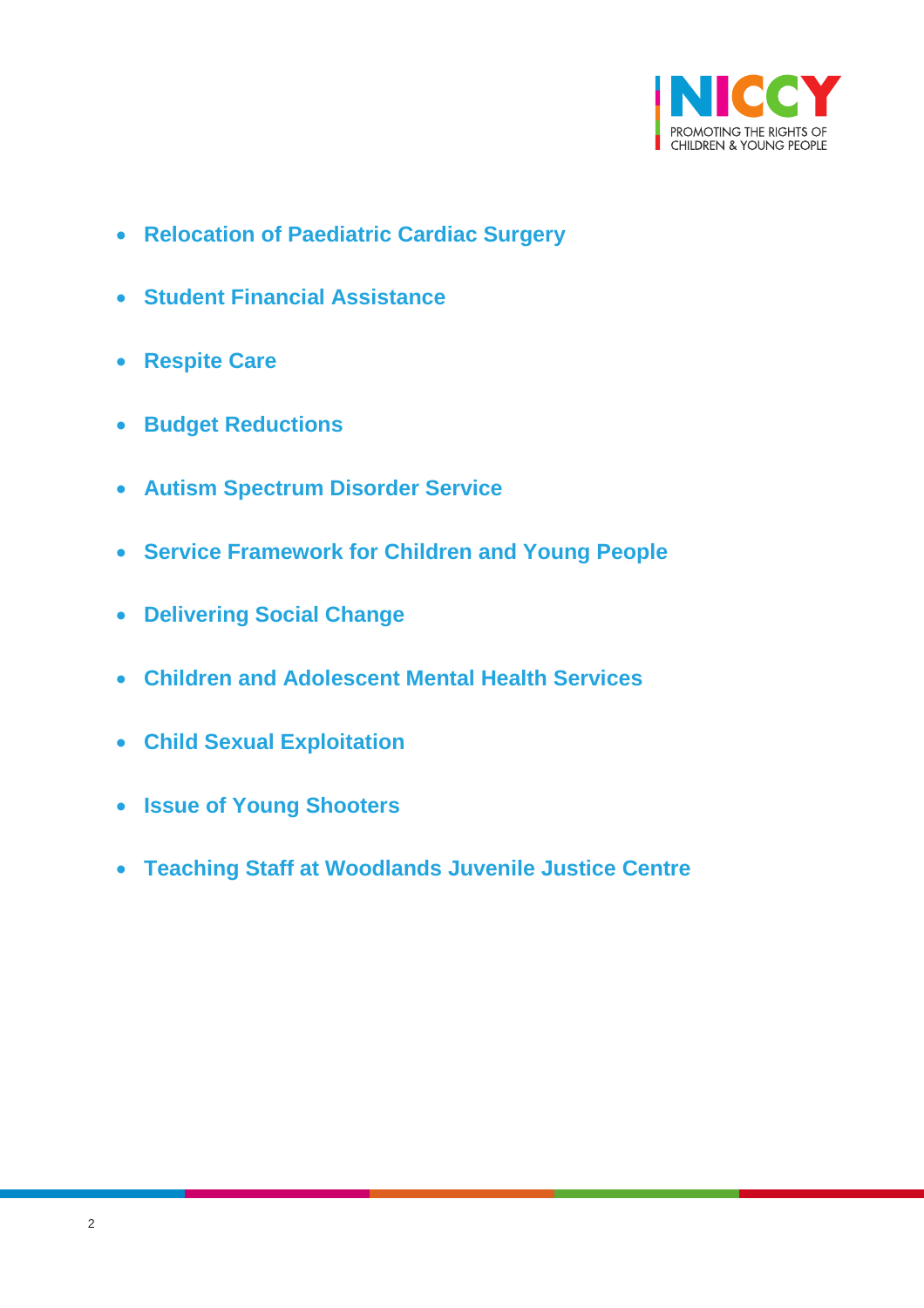- **Relocation of Paediatric Cardiac Surgery**
- **Student Financial Assistance**
- **Respite Care**
- **Budget Reductions**
- **Autism Spectrum Disorder Service**
- **Service Framework for Children and Young People**
- **Delivering Social Change**
- **Children and Adolescent Mental Health Services**
- **Child Sexual Exploitation**
- **Issue of Young Shooters**
- **Teaching Staff at Woodlands Juvenile Justice Centre**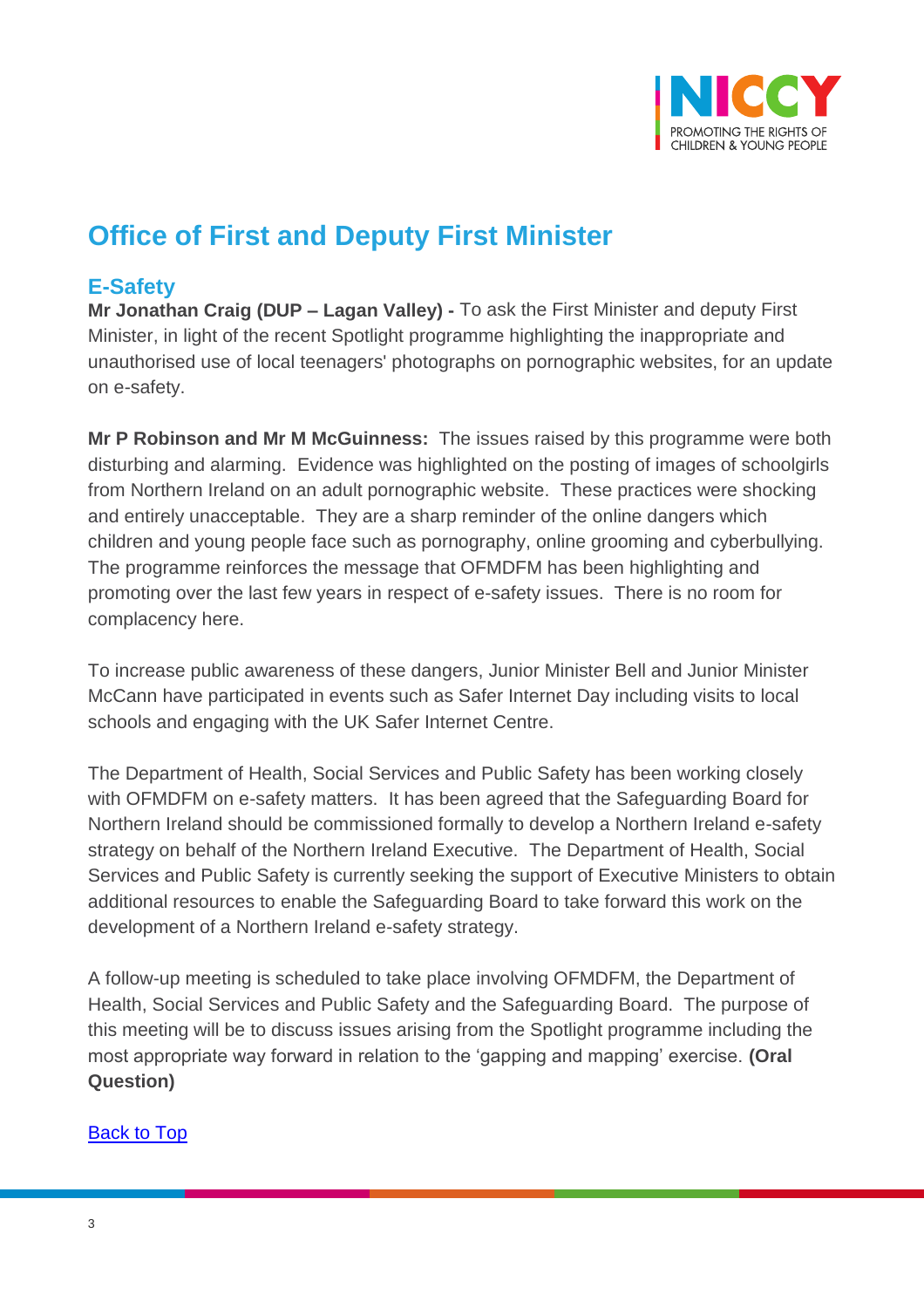# Office of First and Deputy First Minister

## E-Safety

**Mr Jonathan Craig (DUP – Lagan Valley) -** To ask the First Minister and deputy First Minister, in light of the recent Spotlight programme highlighting the inappropriate and unauthorised use of local teenagers' photographs on pornographic websites, for an update on e-safety.

**Mr P Robinson and Mr M McGuinness:** The issues raised by this programme were both disturbing and alarming. Evidence was highlighted on the posting of images of schoolgirls from Northern Ireland on an adult pornographic website. These practices were shocking and entirely unacceptable. They are a sharp reminder of the online dangers which children and young people face such as pornography, online grooming and cyberbullying. The programme reinforces the message that OFMDFM has been highlighting and promoting over the last few years in respect of e-safety issues. There is no room for complacency here.

To increase public awareness of these dangers, Junior Minister Bell and Junior Minister McCann have participated in events such as Safer Internet Day including visits to local schools and engaging with the UK Safer Internet Centre.

The Department of Health, Social Services and Public Safety has been working closely with OFMDFM on e-safety matters. It has been agreed that the Safeguarding Board for Northern Ireland should be commissioned formally to develop a Northern Ireland e-safety strategy on behalf of the Northern Ireland Executive. The Department of Health, Social Services and Public Safety is currently seeking the support of Executive Ministers to obtain additional resources to enable the Safeguarding Board to take forward this work on the development of a Northern Ireland e-safety strategy.

A follow-up meeting is scheduled to take place involving OFMDFM, the Department of Health, Social Services and Public Safety and the Safeguarding Board. The purpose of this meeting will be to discuss issues arising from the Spotlight programme including the most appropriate way forward in relation to the 'gapping and mapping' exercise. **(Oral Question)**

[Back to Top]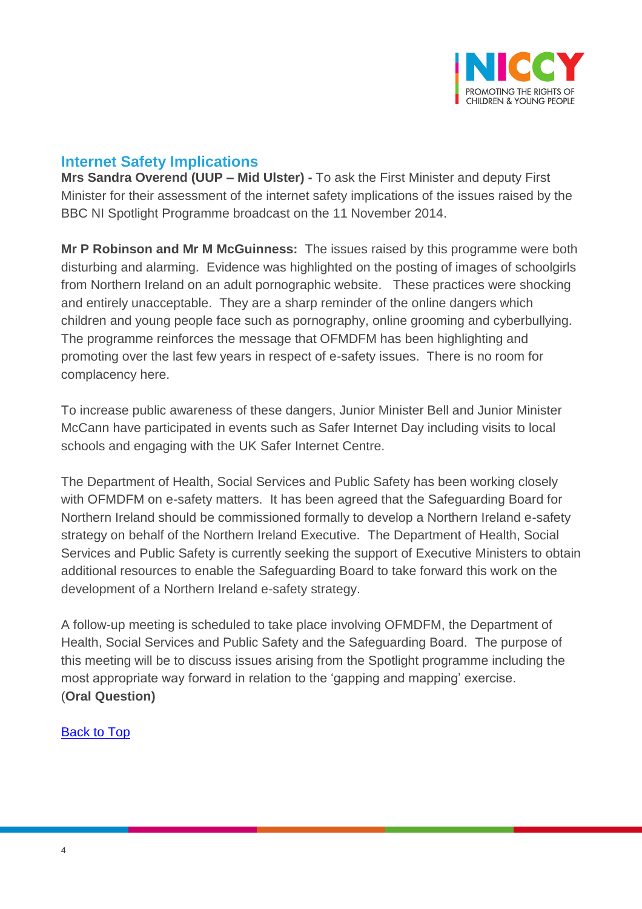## Internet Safety Implications

**Mrs Sandra Overend (UUP – Mid Ulster) -** To ask the First Minister and deputy First Minister for their assessment of the internet safety implications of the issues raised by the BBC NI Spotlight Programme broadcast on the 11 November 2014.

**Mr P Robinson and Mr M McGuinness:** The issues raised by this programme were both disturbing and alarming. Evidence was highlighted on the posting of images of schoolgirls from Northern Ireland on an adult pornographic website. These practices were shocking and entirely unacceptable. They are a sharp reminder of the online dangers which children and young people face such as pornography, online grooming and cyberbullying. The programme reinforces the message that OFMDFM has been highlighting and promoting over the last few years in respect of e-safety issues. There is no room for complacency here.

To increase public awareness of these dangers, Junior Minister Bell and Junior Minister McCann have participated in events such as Safer Internet Day including visits to local schools and engaging with the UK Safer Internet Centre.

The Department of Health, Social Services and Public Safety has been working closely with OFMDFM on e-safety matters. It has been agreed that the Safeguarding Board for Northern Ireland should be commissioned formally to develop a Northern Ireland e-safety strategy on behalf of the Northern Ireland Executive. The Department of Health, Social Services and Public Safety is currently seeking the support of Executive Ministers to obtain additional resources to enable the Safeguarding Board to take forward this work on the development of a Northern Ireland e-safety strategy.

A follow-up meeting is scheduled to take place involving OFMDFM, the Department of Health, Social Services and Public Safety and the Safeguarding Board. The purpose of this meeting will be to discuss issues arising from the Spotlight programme including the most appropriate way forward in relation to the 'gapping and mapping' exercise.
(**Oral Question)**

Back to Top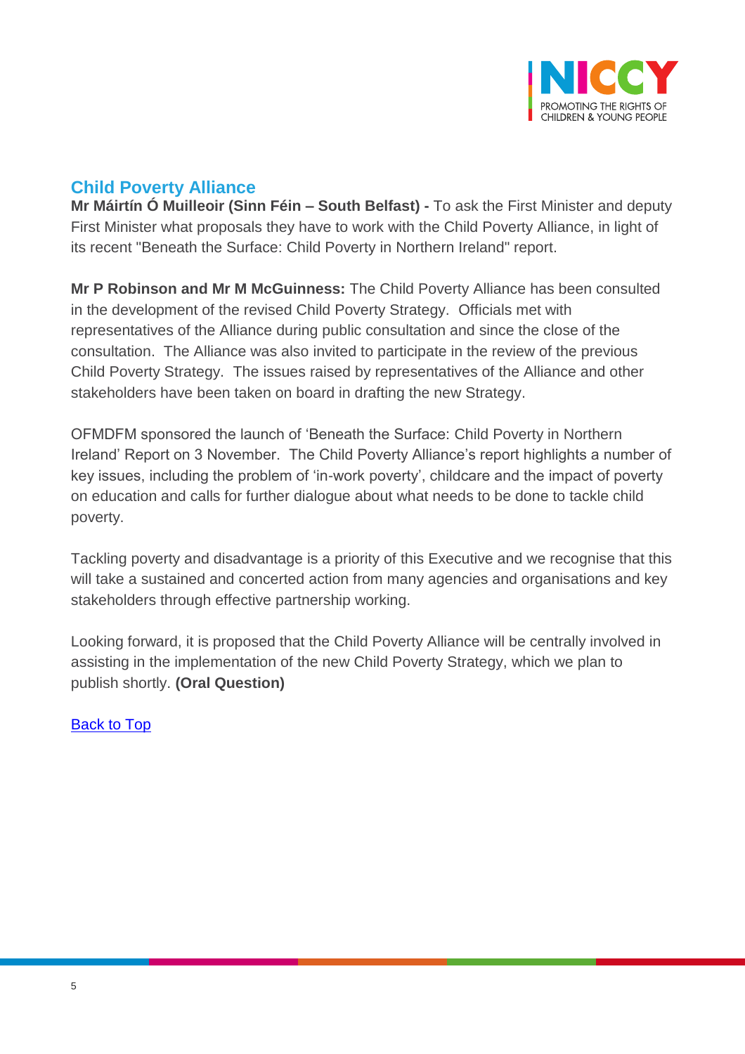## Child Poverty Alliance

**Mr Máirtín Ó Muilleoir (Sinn Féin – South Belfast) -** To ask the First Minister and deputy First Minister what proposals they have to work with the Child Poverty Alliance, in light of its recent "Beneath the Surface: Child Poverty in Northern Ireland" report.

**Mr P Robinson and Mr M McGuinness:** The Child Poverty Alliance has been consulted in the development of the revised Child Poverty Strategy. Officials met with representatives of the Alliance during public consultation and since the close of the consultation. The Alliance was also invited to participate in the review of the previous Child Poverty Strategy. The issues raised by representatives of the Alliance and other stakeholders have been taken on board in drafting the new Strategy.

OFMDFM sponsored the launch of 'Beneath the Surface: Child Poverty in Northern Ireland' Report on 3 November. The Child Poverty Alliance's report highlights a number of key issues, including the problem of 'in-work poverty', childcare and the impact of poverty on education and calls for further dialogue about what needs to be done to tackle child poverty.

Tackling poverty and disadvantage is a priority of this Executive and we recognise that this will take a sustained and concerted action from many agencies and organisations and key stakeholders through effective partnership working.

Looking forward, it is proposed that the Child Poverty Alliance will be centrally involved in assisting in the implementation of the new Child Poverty Strategy, which we plan to publish shortly. **(Oral Question)**

Back to Top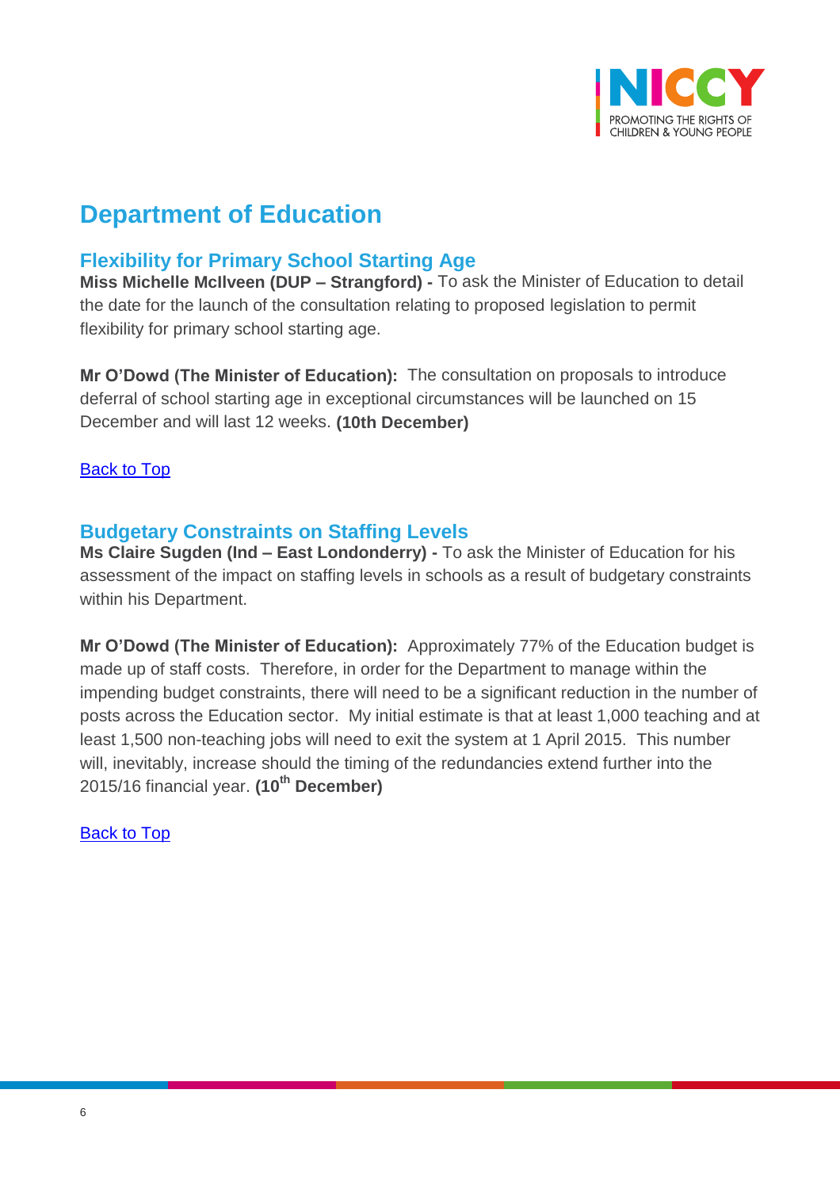## Department of Education

### Flexibility for Primary School Starting Age

**Miss Michelle McIlveen (DUP – Strangford) -** To ask the Minister of Education to detail the date for the launch of the consultation relating to proposed legislation to permit flexibility for primary school starting age.

**Mr O'Dowd (The Minister of Education):** The consultation on proposals to introduce deferral of school starting age in exceptional circumstances will be launched on 15 December and will last 12 weeks. **(10th December)**

Back to Top

### Budgetary Constraints on Staffing Levels

**Ms Claire Sugden (Ind – East Londonderry) -** To ask the Minister of Education for his assessment of the impact on staffing levels in schools as a result of budgetary constraints within his Department.

**Mr O'Dowd (The Minister of Education):** Approximately 77% of the Education budget is made up of staff costs. Therefore, in order for the Department to manage within the impending budget constraints, there will need to be a significant reduction in the number of posts across the Education sector. My initial estimate is that at least 1,000 teaching and at least 1,500 non-teaching jobs will need to exit the system at 1 April 2015. This number will, inevitably, increase should the timing of the redundancies extend further into the 2015/16 financial year. **(10th December)**

Back to Top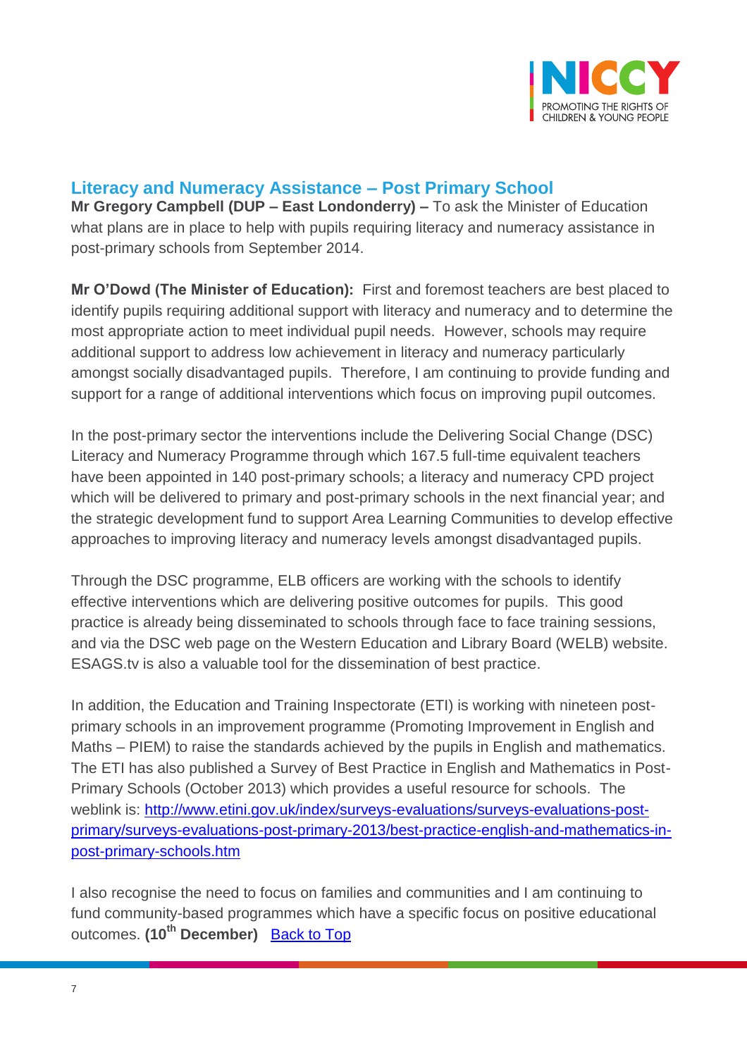## Literacy and Numeracy Assistance – Post Primary School

**Mr Gregory Campbell (DUP – East Londonderry) –** To ask the Minister of Education what plans are in place to help with pupils requiring literacy and numeracy assistance in post-primary schools from September 2014.

**Mr O'Dowd (The Minister of Education):** First and foremost teachers are best placed to identify pupils requiring additional support with literacy and numeracy and to determine the most appropriate action to meet individual pupil needs. However, schools may require additional support to address low achievement in literacy and numeracy particularly amongst socially disadvantaged pupils. Therefore, I am continuing to provide funding and support for a range of additional interventions which focus on improving pupil outcomes.

In the post-primary sector the interventions include the Delivering Social Change (DSC) Literacy and Numeracy Programme through which 167.5 full-time equivalent teachers have been appointed in 140 post-primary schools; a literacy and numeracy CPD project which will be delivered to primary and post-primary schools in the next financial year; and the strategic development fund to support Area Learning Communities to develop effective approaches to improving literacy and numeracy levels amongst disadvantaged pupils.

Through the DSC programme, ELB officers are working with the schools to identify effective interventions which are delivering positive outcomes for pupils. This good practice is already being disseminated to schools through face to face training sessions, and via the DSC web page on the Western Education and Library Board (WELB) website. ESAGS.tv is also a valuable tool for the dissemination of best practice.

In addition, the Education and Training Inspectorate (ETI) is working with nineteen post-primary schools in an improvement programme (Promoting Improvement in English and Maths – PIEM) to raise the standards achieved by the pupils in English and mathematics. The ETI has also published a Survey of Best Practice in English and Mathematics in Post-Primary Schools (October 2013) which provides a useful resource for schools. The weblink is: [http://www.etini.gov.uk/index/surveys-evaluations/surveys-evaluations-post-primary/surveys-evaluations-post-primary-2013/best-practice-english-and-mathematics-in-post-primary-schools.htm](http://www.etini.gov.uk/index/surveys-evaluations/surveys-evaluations-post-primary/surveys-evaluations-post-primary-2013/best-practice-english-and-mathematics-in-post-primary-schools.htm)

I also recognise the need to focus on families and communities and I am continuing to fund community-based programmes which have a specific focus on positive educational outcomes. **(10th December)** Back to Top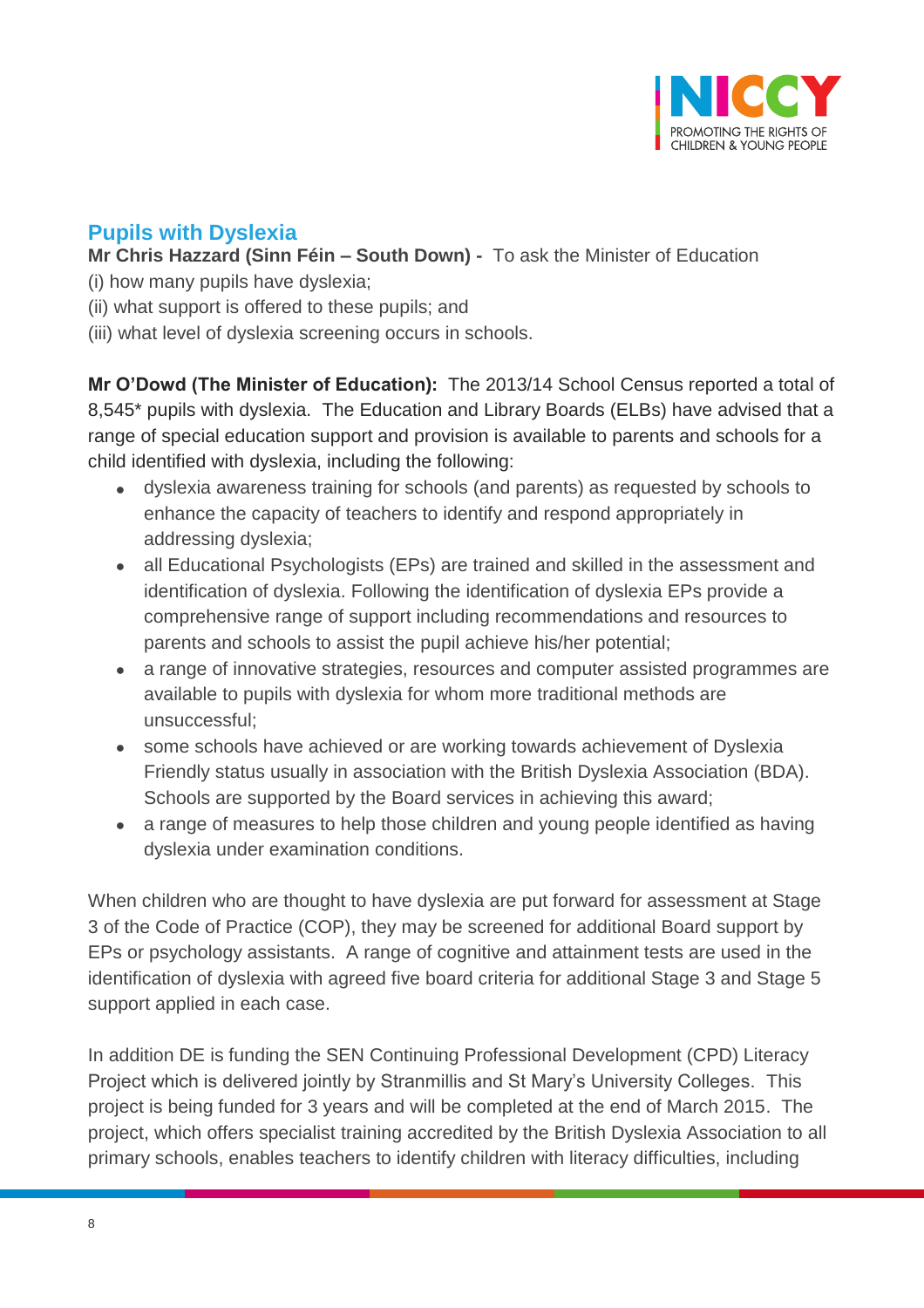## Pupils with Dyslexia

**Mr Chris Hazzard (Sinn Féin – South Down) -** To ask the Minister of Education
(i) how many pupils have dyslexia;
(ii) what support is offered to these pupils; and
(iii) what level of dyslexia screening occurs in schools.

**Mr O'Dowd (The Minister of Education):** The 2013/14 School Census reported a total of 8,545* pupils with dyslexia. The Education and Library Boards (ELBs) have advised that a range of special education support and provision is available to parents and schools for a child identified with dyslexia, including the following:

- dyslexia awareness training for schools (and parents) as requested by schools to enhance the capacity of teachers to identify and respond appropriately in addressing dyslexia;
- all Educational Psychologists (EPs) are trained and skilled in the assessment and identification of dyslexia. Following the identification of dyslexia EPs provide a comprehensive range of support including recommendations and resources to parents and schools to assist the pupil achieve his/her potential;
- a range of innovative strategies, resources and computer assisted programmes are available to pupils with dyslexia for whom more traditional methods are unsuccessful;
- some schools have achieved or are working towards achievement of Dyslexia Friendly status usually in association with the British Dyslexia Association (BDA). Schools are supported by the Board services in achieving this award;
- a range of measures to help those children and young people identified as having dyslexia under examination conditions.

When children who are thought to have dyslexia are put forward for assessment at Stage 3 of the Code of Practice (COP), they may be screened for additional Board support by EPs or psychology assistants. A range of cognitive and attainment tests are used in the identification of dyslexia with agreed five board criteria for additional Stage 3 and Stage 5 support applied in each case.

In addition DE is funding the SEN Continuing Professional Development (CPD) Literacy Project which is delivered jointly by Stranmillis and St Mary's University Colleges. This project is being funded for 3 years and will be completed at the end of March 2015. The project, which offers specialist training accredited by the British Dyslexia Association to all primary schools, enables teachers to identify children with literacy difficulties, including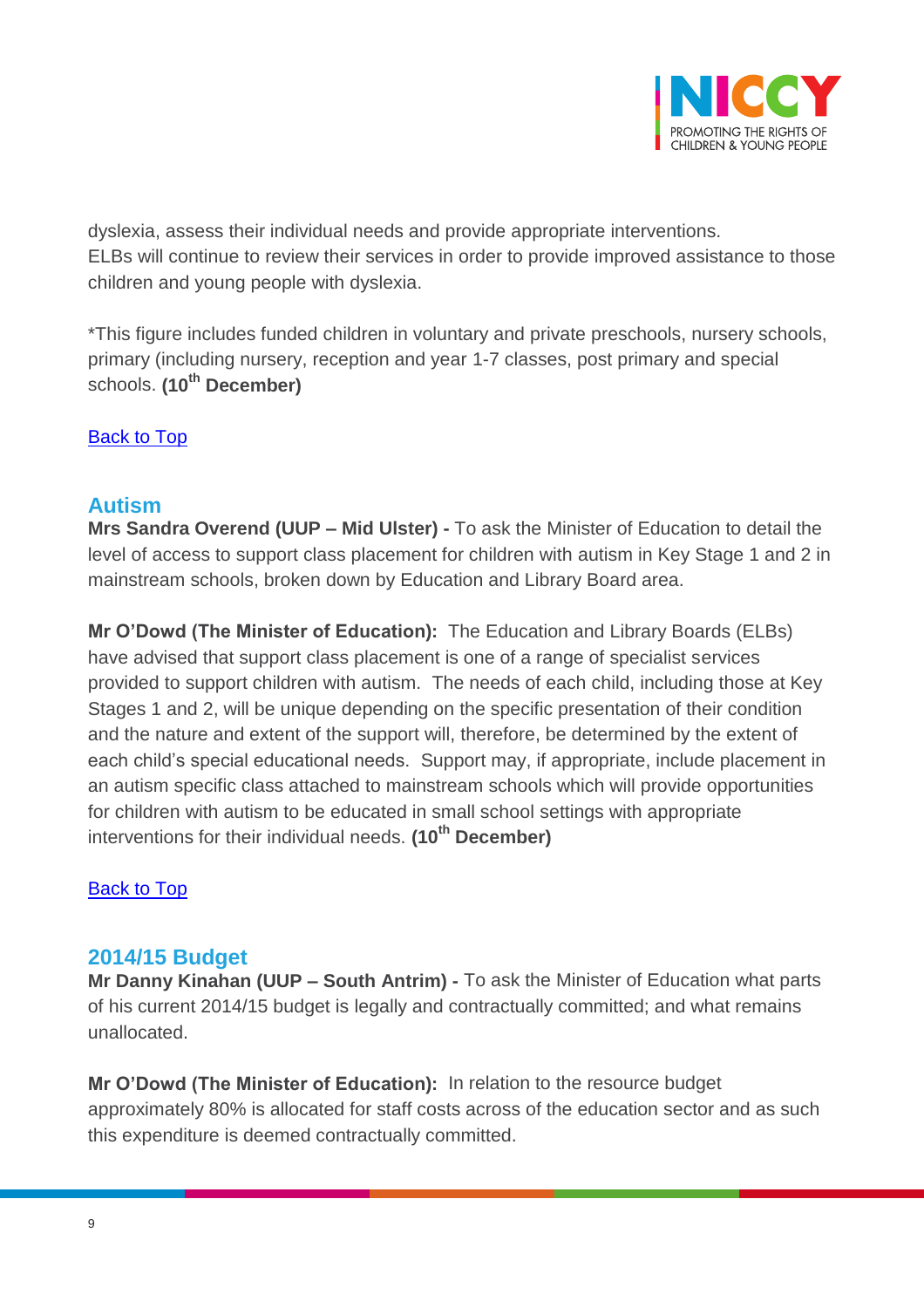dyslexia, assess their individual needs and provide appropriate interventions. ELBs will continue to review their services in order to provide improved assistance to those children and young people with dyslexia.

*This figure includes funded children in voluntary and private preschools, nursery schools, primary (including nursery, reception and year 1-7 classes, post primary and special schools. **(10th December)**

[Back to Top]

## Autism

**Mrs Sandra Overend (UUP – Mid Ulster) -** To ask the Minister of Education to detail the level of access to support class placement for children with autism in Key Stage 1 and 2 in mainstream schools, broken down by Education and Library Board area.

**Mr O'Dowd (The Minister of Education):** The Education and Library Boards (ELBs) have advised that support class placement is one of a range of specialist services provided to support children with autism. The needs of each child, including those at Key Stages 1 and 2, will be unique depending on the specific presentation of their condition and the nature and extent of the support will, therefore, be determined by the extent of each child's special educational needs. Support may, if appropriate, include placement in an autism specific class attached to mainstream schools which will provide opportunities for children with autism to be educated in small school settings with appropriate interventions for their individual needs. **(10th December)**

[Back to Top]

## 2014/15 Budget

**Mr Danny Kinahan (UUP – South Antrim) -** To ask the Minister of Education what parts of his current 2014/15 budget is legally and contractually committed; and what remains unallocated.

**Mr O'Dowd (The Minister of Education):** In relation to the resource budget approximately 80% is allocated for staff costs across of the education sector and as such this expenditure is deemed contractually committed.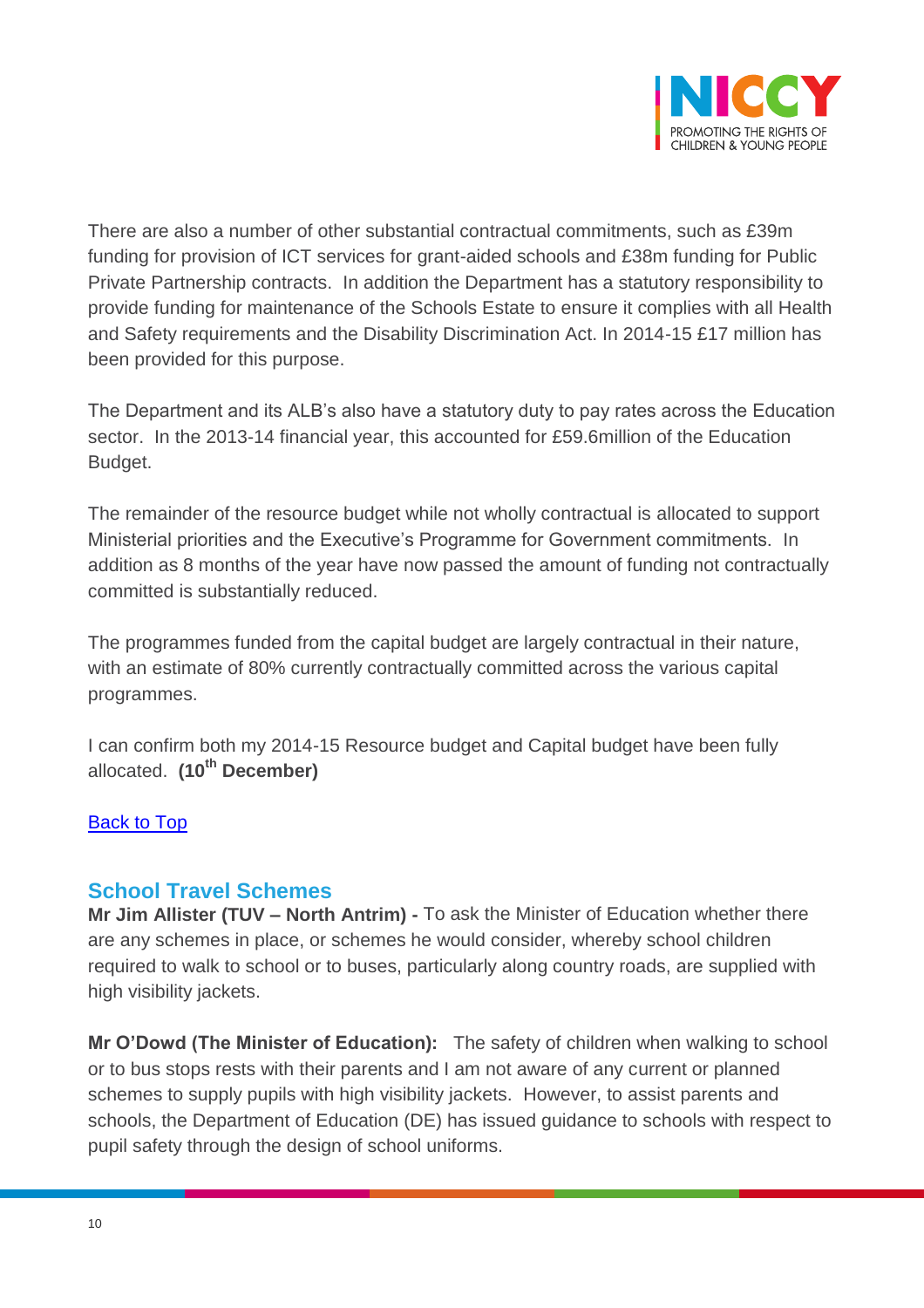There are also a number of other substantial contractual commitments, such as £39m funding for provision of ICT services for grant-aided schools and £38m funding for Public Private Partnership contracts.  In addition the Department has a statutory responsibility to provide funding for maintenance of the Schools Estate to ensure it complies with all Health and Safety requirements and the Disability Discrimination Act. In 2014-15 £17 million has been provided for this purpose.

The Department and its ALB's also have a statutory duty to pay rates across the Education sector.  In the 2013-14 financial year, this accounted for £59.6million of the Education Budget.

The remainder of the resource budget while not wholly contractual is allocated to support Ministerial priorities and the Executive's Programme for Government commitments.  In addition as 8 months of the year have now passed the amount of funding not contractually committed is substantially reduced.

The programmes funded from the capital budget are largely contractual in their nature, with an estimate of 80% currently contractually committed across the various capital programmes.

I can confirm both my 2014-15 Resource budget and Capital budget have been fully allocated.  **(10th December)**

[Back to Top]

## School Travel Schemes

**Mr Jim Allister (TUV – North Antrim) -** To ask the Minister of Education whether there are any schemes in place, or schemes he would consider, whereby school children required to walk to school or to buses, particularly along country roads, are supplied with high visibility jackets.

**Mr O'Dowd (The Minister of Education):** The safety of children when walking to school or to bus stops rests with their parents and I am not aware of any current or planned schemes to supply pupils with high visibility jackets.  However, to assist parents and schools, the Department of Education (DE) has issued guidance to schools with respect to pupil safety through the design of school uniforms.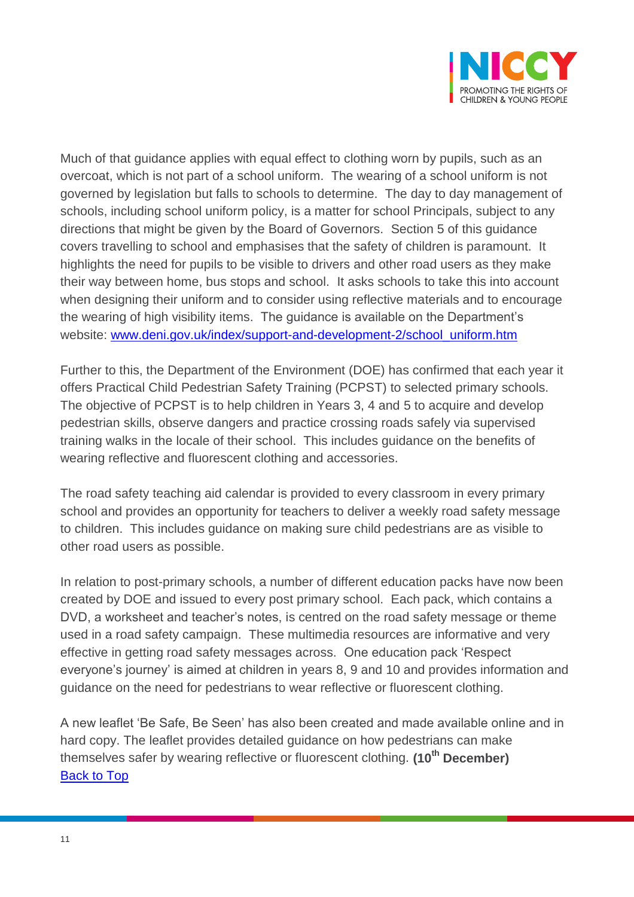Much of that guidance applies with equal effect to clothing worn by pupils, such as an overcoat, which is not part of a school uniform. The wearing of a school uniform is not governed by legislation but falls to schools to determine. The day to day management of schools, including school uniform policy, is a matter for school Principals, subject to any directions that might be given by the Board of Governors. Section 5 of this guidance covers travelling to school and emphasises that the safety of children is paramount. It highlights the need for pupils to be visible to drivers and other road users as they make their way between home, bus stops and school. It asks schools to take this into account when designing their uniform and to consider using reflective materials and to encourage the wearing of high visibility items. The guidance is available on the Department's website: [www.deni.gov.uk/index/support-and-development-2/school_uniform.htm](www.deni.gov.uk/index/support-and-development-2/school_uniform.htm)

Further to this, the Department of the Environment (DOE) has confirmed that each year it offers Practical Child Pedestrian Safety Training (PCPST) to selected primary schools. The objective of PCPST is to help children in Years 3, 4 and 5 to acquire and develop pedestrian skills, observe dangers and practice crossing roads safely via supervised training walks in the locale of their school. This includes guidance on the benefits of wearing reflective and fluorescent clothing and accessories.

The road safety teaching aid calendar is provided to every classroom in every primary school and provides an opportunity for teachers to deliver a weekly road safety message to children. This includes guidance on making sure child pedestrians are as visible to other road users as possible.

In relation to post-primary schools, a number of different education packs have now been created by DOE and issued to every post primary school. Each pack, which contains a DVD, a worksheet and teacher's notes, is centred on the road safety message or theme used in a road safety campaign. These multimedia resources are informative and very effective in getting road safety messages across. One education pack 'Respect everyone's journey' is aimed at children in years 8, 9 and 10 and provides information and guidance on the need for pedestrians to wear reflective or fluorescent clothing.

A new leaflet 'Be Safe, Be Seen' has also been created and made available online and in hard copy. The leaflet provides detailed guidance on how pedestrians can make themselves safer by wearing reflective or fluorescent clothing. **(10th December)**
[Back to Top](#)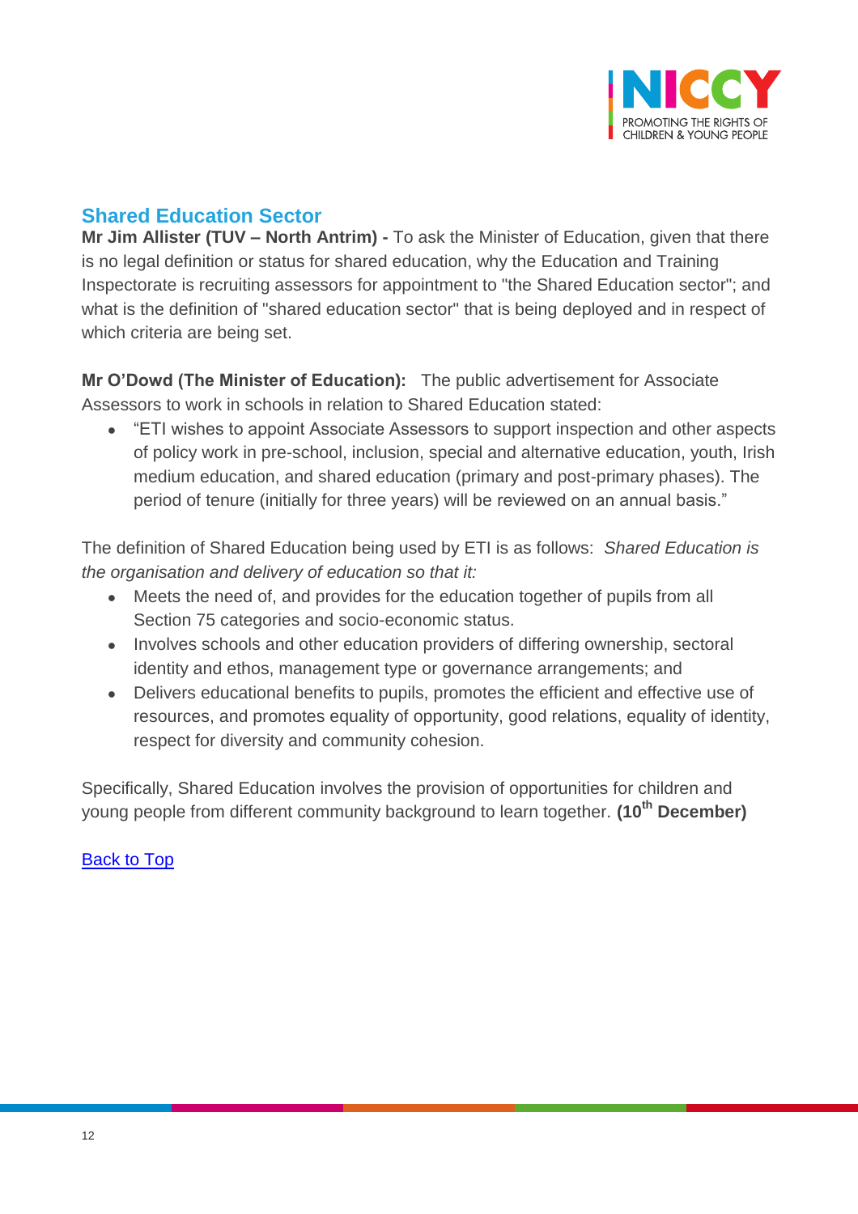## Shared Education Sector

**Mr Jim Allister (TUV – North Antrim) -** To ask the Minister of Education, given that there is no legal definition or status for shared education, why the Education and Training Inspectorate is recruiting assessors for appointment to "the Shared Education sector"; and what is the definition of "shared education sector" that is being deployed and in respect of which criteria are being set.

**Mr O'Dowd (The Minister of Education):** The public advertisement for Associate Assessors to work in schools in relation to Shared Education stated:

- "ETI wishes to appoint Associate Assessors to support inspection and other aspects of policy work in pre-school, inclusion, special and alternative education, youth, Irish medium education, and shared education (primary and post-primary phases). The period of tenure (initially for three years) will be reviewed on an annual basis."

The definition of Shared Education being used by ETI is as follows: *Shared Education is the organisation and delivery of education so that it:*

- Meets the need of, and provides for the education together of pupils from all Section 75 categories and socio-economic status.
- Involves schools and other education providers of differing ownership, sectoral identity and ethos, management type or governance arrangements; and
- Delivers educational benefits to pupils, promotes the efficient and effective use of resources, and promotes equality of opportunity, good relations, equality of identity, respect for diversity and community cohesion.

Specifically, Shared Education involves the provision of opportunities for children and young people from different community background to learn together. **(10th December)**

Back to Top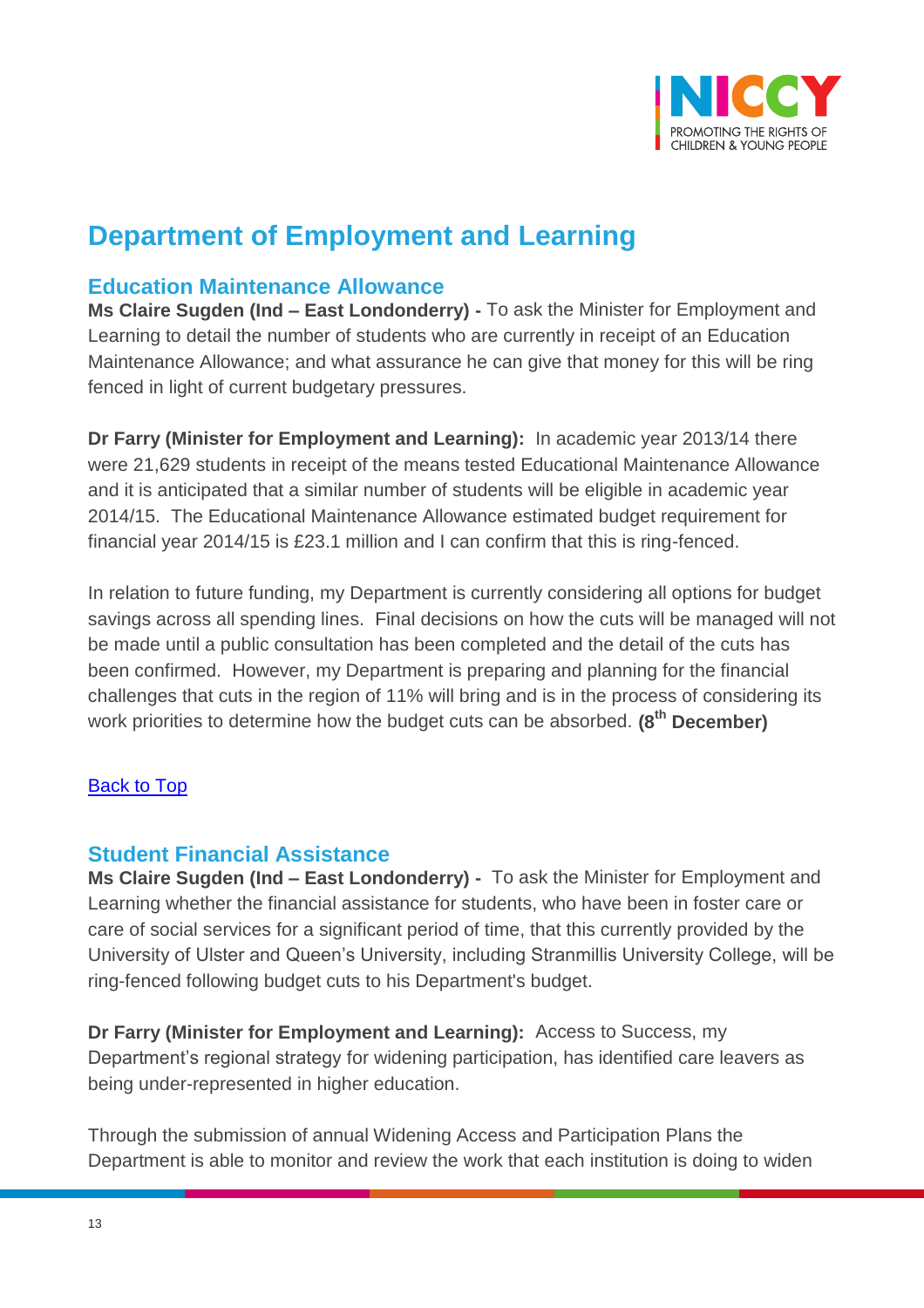# Department of Employment and Learning

## Education Maintenance Allowance

**Ms Claire Sugden (Ind – East Londonderry) -** To ask the Minister for Employment and Learning to detail the number of students who are currently in receipt of an Education Maintenance Allowance; and what assurance he can give that money for this will be ring fenced in light of current budgetary pressures.

**Dr Farry (Minister for Employment and Learning):** In academic year 2013/14 there were 21,629 students in receipt of the means tested Educational Maintenance Allowance and it is anticipated that a similar number of students will be eligible in academic year 2014/15. The Educational Maintenance Allowance estimated budget requirement for financial year 2014/15 is £23.1 million and I can confirm that this is ring-fenced.

In relation to future funding, my Department is currently considering all options for budget savings across all spending lines. Final decisions on how the cuts will be managed will not be made until a public consultation has been completed and the detail of the cuts has been confirmed. However, my Department is preparing and planning for the financial challenges that cuts in the region of 11% will bring and is in the process of considering its work priorities to determine how the budget cuts can be absorbed. **(8th December)**

Back to Top

## Student Financial Assistance

**Ms Claire Sugden (Ind – East Londonderry) -** To ask the Minister for Employment and Learning whether the financial assistance for students, who have been in foster care or care of social services for a significant period of time, that this currently provided by the University of Ulster and Queen's University, including Stranmillis University College, will be ring-fenced following budget cuts to his Department's budget.

**Dr Farry (Minister for Employment and Learning):** Access to Success, my Department's regional strategy for widening participation, has identified care leavers as being under-represented in higher education.

Through the submission of annual Widening Access and Participation Plans the Department is able to monitor and review the work that each institution is doing to widen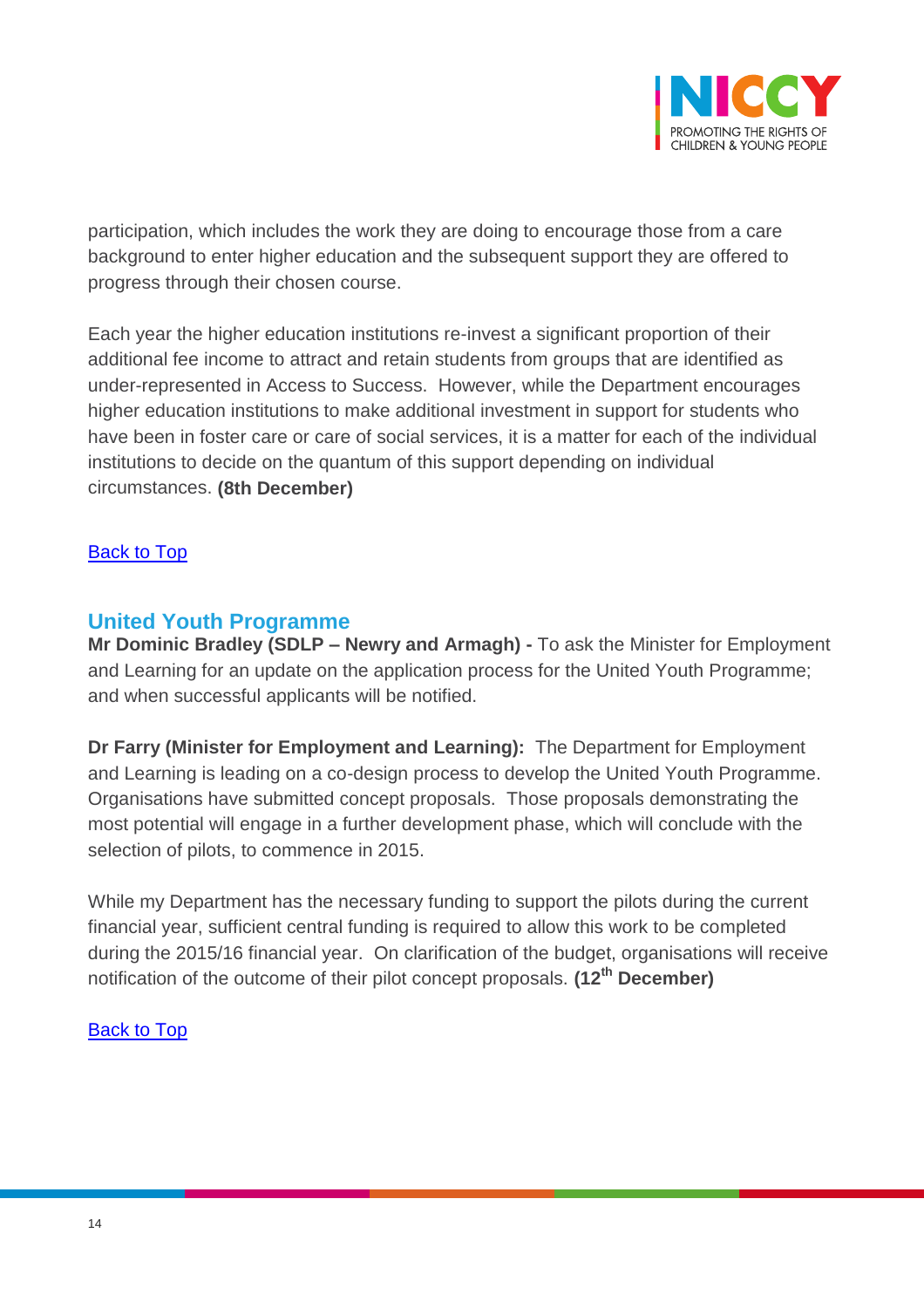participation, which includes the work they are doing to encourage those from a care background to enter higher education and the subsequent support they are offered to progress through their chosen course.

Each year the higher education institutions re-invest a significant proportion of their additional fee income to attract and retain students from groups that are identified as under-represented in Access to Success. However, while the Department encourages higher education institutions to make additional investment in support for students who have been in foster care or care of social services, it is a matter for each of the individual institutions to decide on the quantum of this support depending on individual circumstances. **(8th December)**

[Back to Top]

## United Youth Programme

**Mr Dominic Bradley (SDLP – Newry and Armagh) -** To ask the Minister for Employment and Learning for an update on the application process for the United Youth Programme; and when successful applicants will be notified.

**Dr Farry (Minister for Employment and Learning):** The Department for Employment and Learning is leading on a co-design process to develop the United Youth Programme. Organisations have submitted concept proposals. Those proposals demonstrating the most potential will engage in a further development phase, which will conclude with the selection of pilots, to commence in 2015.

While my Department has the necessary funding to support the pilots during the current financial year, sufficient central funding is required to allow this work to be completed during the 2015/16 financial year. On clarification of the budget, organisations will receive notification of the outcome of their pilot concept proposals. **(12th December)**

[Back to Top]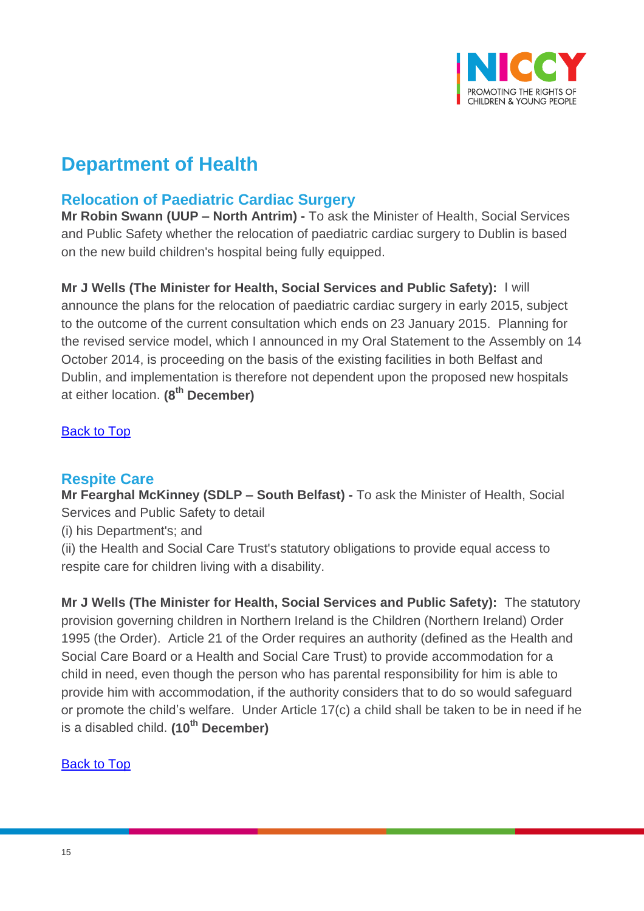# Department of Health

## Relocation of Paediatric Cardiac Surgery

**Mr Robin Swann (UUP – North Antrim) -** To ask the Minister of Health, Social Services and Public Safety whether the relocation of paediatric cardiac surgery to Dublin is based on the new build children's hospital being fully equipped.

**Mr J Wells (The Minister for Health, Social Services and Public Safety):** I will announce the plans for the relocation of paediatric cardiac surgery in early 2015, subject to the outcome of the current consultation which ends on 23 January 2015. Planning for the revised service model, which I announced in my Oral Statement to the Assembly on 14 October 2014, is proceeding on the basis of the existing facilities in both Belfast and Dublin, and implementation is therefore not dependent upon the proposed new hospitals at either location. **(8th December)**

Back to Top

## Respite Care

**Mr Fearghal McKinney (SDLP – South Belfast) -** To ask the Minister of Health, Social Services and Public Safety to detail

(i) his Department's; and

(ii) the Health and Social Care Trust's statutory obligations to provide equal access to respite care for children living with a disability.

**Mr J Wells (The Minister for Health, Social Services and Public Safety):** The statutory provision governing children in Northern Ireland is the Children (Northern Ireland) Order 1995 (the Order). Article 21 of the Order requires an authority (defined as the Health and Social Care Board or a Health and Social Care Trust) to provide accommodation for a child in need, even though the person who has parental responsibility for him is able to provide him with accommodation, if the authority considers that to do so would safeguard or promote the child's welfare. Under Article 17(c) a child shall be taken to be in need if he is a disabled child. **(10th December)**

Back to Top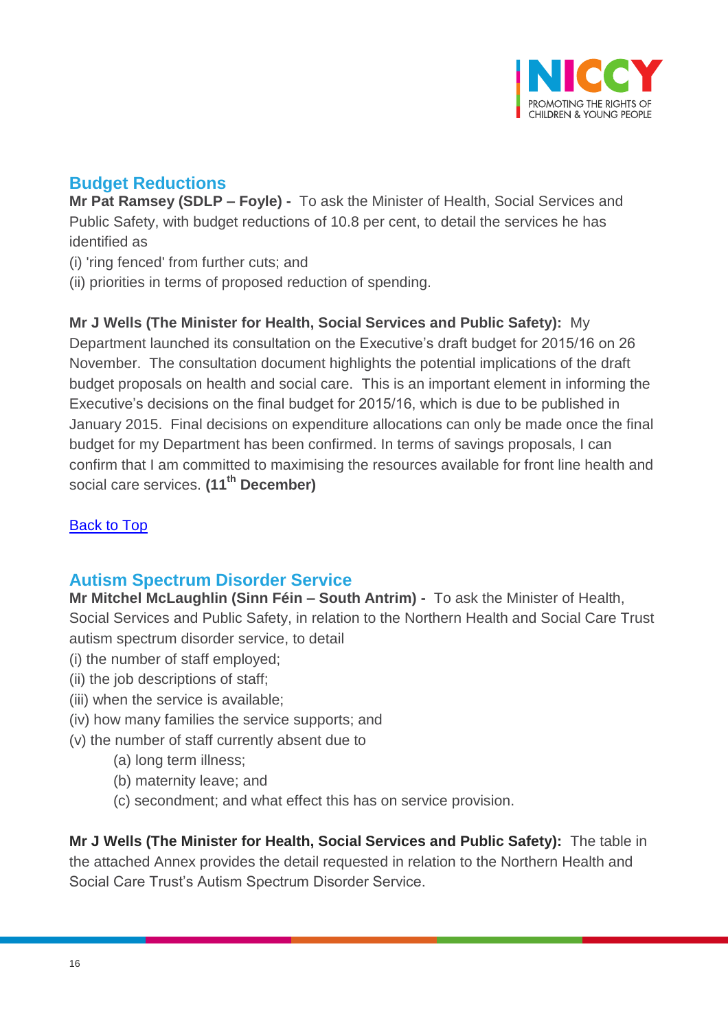## Budget Reductions

**Mr Pat Ramsey (SDLP – Foyle) -** To ask the Minister of Health, Social Services and Public Safety, with budget reductions of 10.8 per cent, to detail the services he has identified as

(i) 'ring fenced' from further cuts; and

(ii) priorities in terms of proposed reduction of spending.

**Mr J Wells (The Minister for Health, Social Services and Public Safety):** My Department launched its consultation on the Executive's draft budget for 2015/16 on 26 November. The consultation document highlights the potential implications of the draft budget proposals on health and social care. This is an important element in informing the Executive's decisions on the final budget for 2015/16, which is due to be published in January 2015. Final decisions on expenditure allocations can only be made once the final budget for my Department has been confirmed. In terms of savings proposals, I can confirm that I am committed to maximising the resources available for front line health and social care services. **(11th December)**

Back to Top

## Autism Spectrum Disorder Service

**Mr Mitchel McLaughlin (Sinn Féin – South Antrim) -** To ask the Minister of Health, Social Services and Public Safety, in relation to the Northern Health and Social Care Trust autism spectrum disorder service, to detail

(i) the number of staff employed;

(ii) the job descriptions of staff;

(iii) when the service is available;

(iv) how many families the service supports; and

(v) the number of staff currently absent due to

  (a) long term illness;

  (b) maternity leave; and

  (c) secondment; and what effect this has on service provision.

**Mr J Wells (The Minister for Health, Social Services and Public Safety):** The table in the attached Annex provides the detail requested in relation to the Northern Health and Social Care Trust's Autism Spectrum Disorder Service.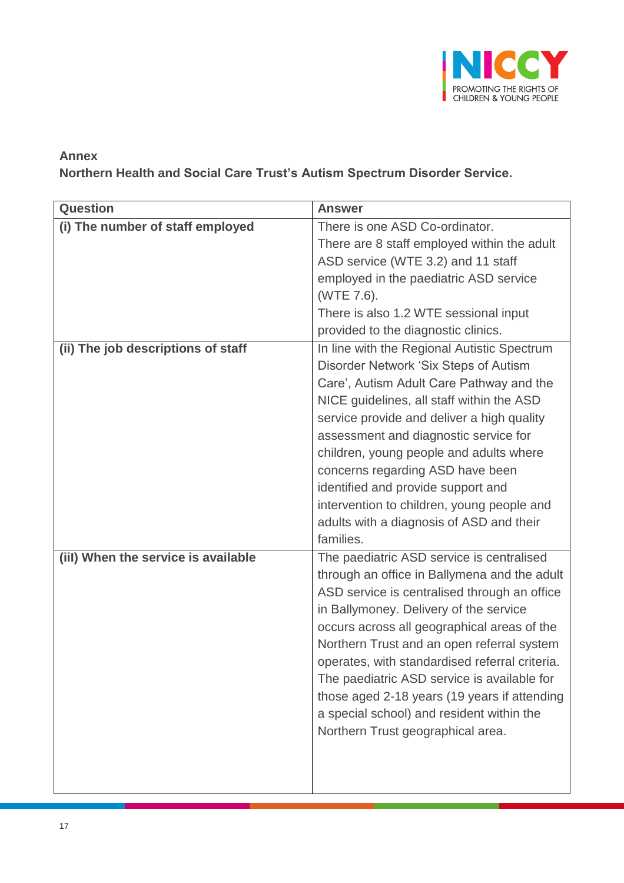**Annex**

**Northern Health and Social Care Trust's Autism Spectrum Disorder Service.**

| Question | Answer |
|---|---|
| **(i) The number of staff employed** | There is one ASD Co-ordinator. There are 8 staff employed within the adult ASD service (WTE 3.2) and 11 staff employed in the paediatric ASD service (WTE 7.6). There is also 1.2 WTE sessional input provided to the diagnostic clinics. |
| **(ii) The job descriptions of staff** | In line with the Regional Autistic Spectrum Disorder Network 'Six Steps of Autism Care', Autism Adult Care Pathway and the NICE guidelines, all staff within the ASD service provide and deliver a high quality assessment and diagnostic service for children, young people and adults where concerns regarding ASD have been identified and provide support and intervention to children, young people and adults with a diagnosis of ASD and their families. |
| **(iii) When the service is available** | The paediatric ASD service is centralised through an office in Ballymena and the adult ASD service is centralised through an office in Ballymoney. Delivery of the service occurs across all geographical areas of the Northern Trust and an open referral system operates, with standardised referral criteria. The paediatric ASD service is available for those aged 2-18 years (19 years if attending a special school) and resident within the Northern Trust geographical area. |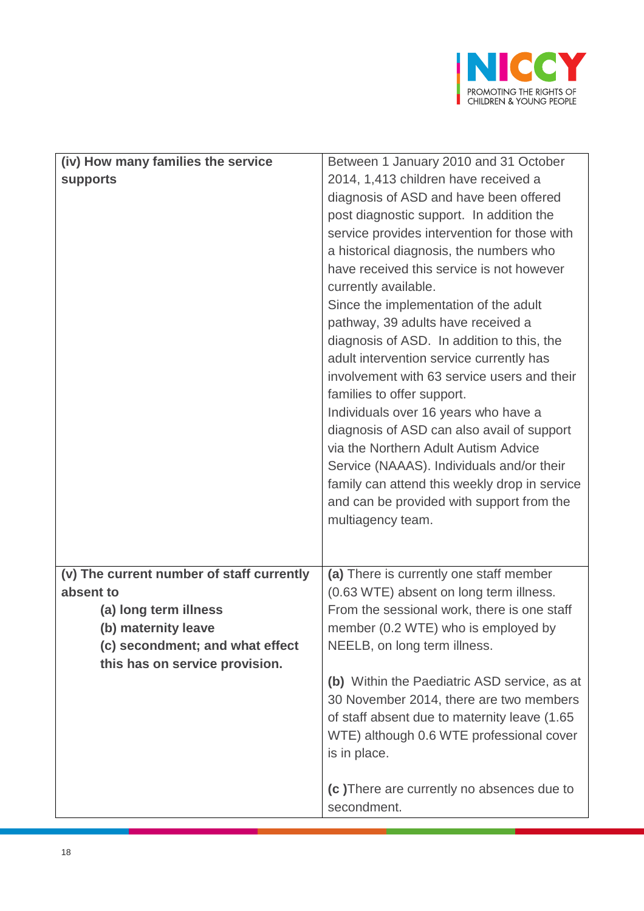| | |
|---|---|
| **(iv) How many families the service supports** | Between 1 January 2010 and 31 October 2014, 1,413 children have received a diagnosis of ASD and have been offered post diagnostic support. In addition the service provides intervention for those with a historical diagnosis, the numbers who have received this service is not however currently available.<br>Since the implementation of the adult pathway, 39 adults have received a diagnosis of ASD. In addition to this, the adult intervention service currently has involvement with 63 service users and their families to offer support.<br>Individuals over 16 years who have a diagnosis of ASD can also avail of support via the Northern Adult Autism Advice Service (NAAAS). Individuals and/or their family can attend this weekly drop in service and can be provided with support from the multiagency team. |
| **(v) The current number of staff currently absent to**<br>**(a) long term illness**<br>**(b) maternity leave**<br>**(c) secondment; and what effect this has on service provision.** | **(a)** There is currently one staff member (0.63 WTE) absent on long term illness. From the sessional work, there is one staff member (0.2 WTE) who is employed by NEELB, on long term illness.<br><br>**(b)** Within the Paediatric ASD service, as at 30 November 2014, there are two members of staff absent due to maternity leave (1.65 WTE) although 0.6 WTE professional cover is in place.<br><br>**(c )**There are currently no absences due to secondment. |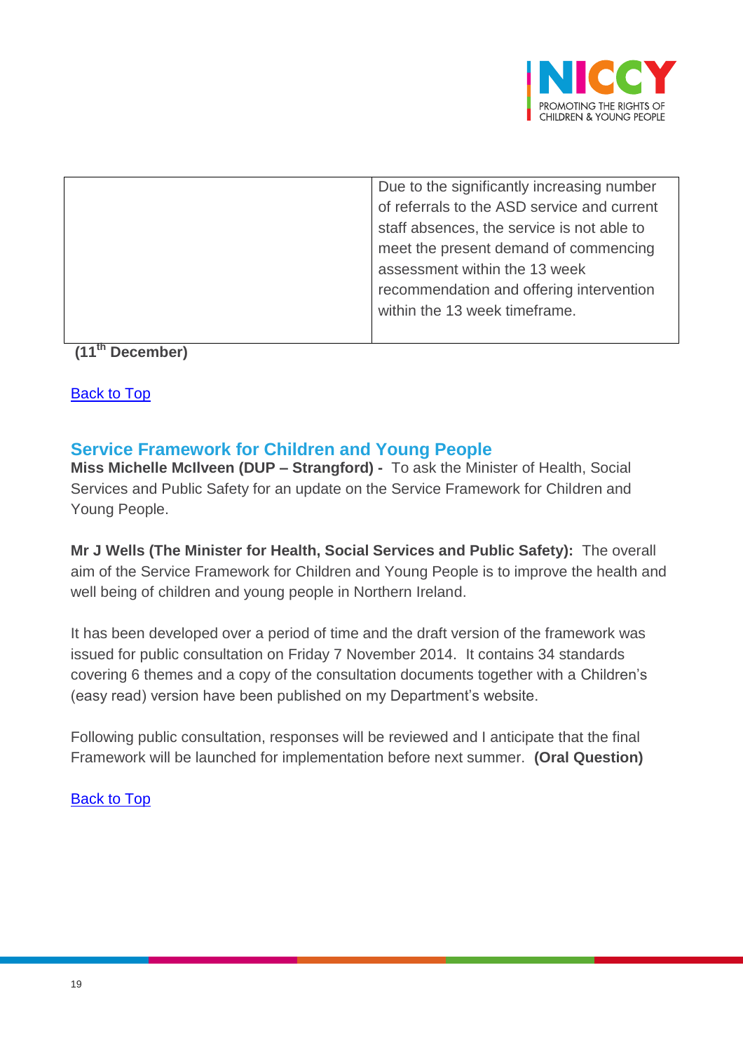| | |
|---|---|
| | Due to the significantly increasing number of referrals to the ASD service and current staff absences, the service is not able to meet the present demand of commencing assessment within the 13 week recommendation and offering intervention within the 13 week timeframe. |

**(11th December)**

Back to Top

## Service Framework for Children and Young People

**Miss Michelle McIlveen (DUP – Strangford) -** To ask the Minister of Health, Social Services and Public Safety for an update on the Service Framework for Children and Young People.

**Mr J Wells (The Minister for Health, Social Services and Public Safety):** The overall aim of the Service Framework for Children and Young People is to improve the health and well being of children and young people in Northern Ireland.

It has been developed over a period of time and the draft version of the framework was issued for public consultation on Friday 7 November 2014. It contains 34 standards covering 6 themes and a copy of the consultation documents together with a Children's (easy read) version have been published on my Department's website.

Following public consultation, responses will be reviewed and I anticipate that the final Framework will be launched for implementation before next summer. **(Oral Question)**

Back to Top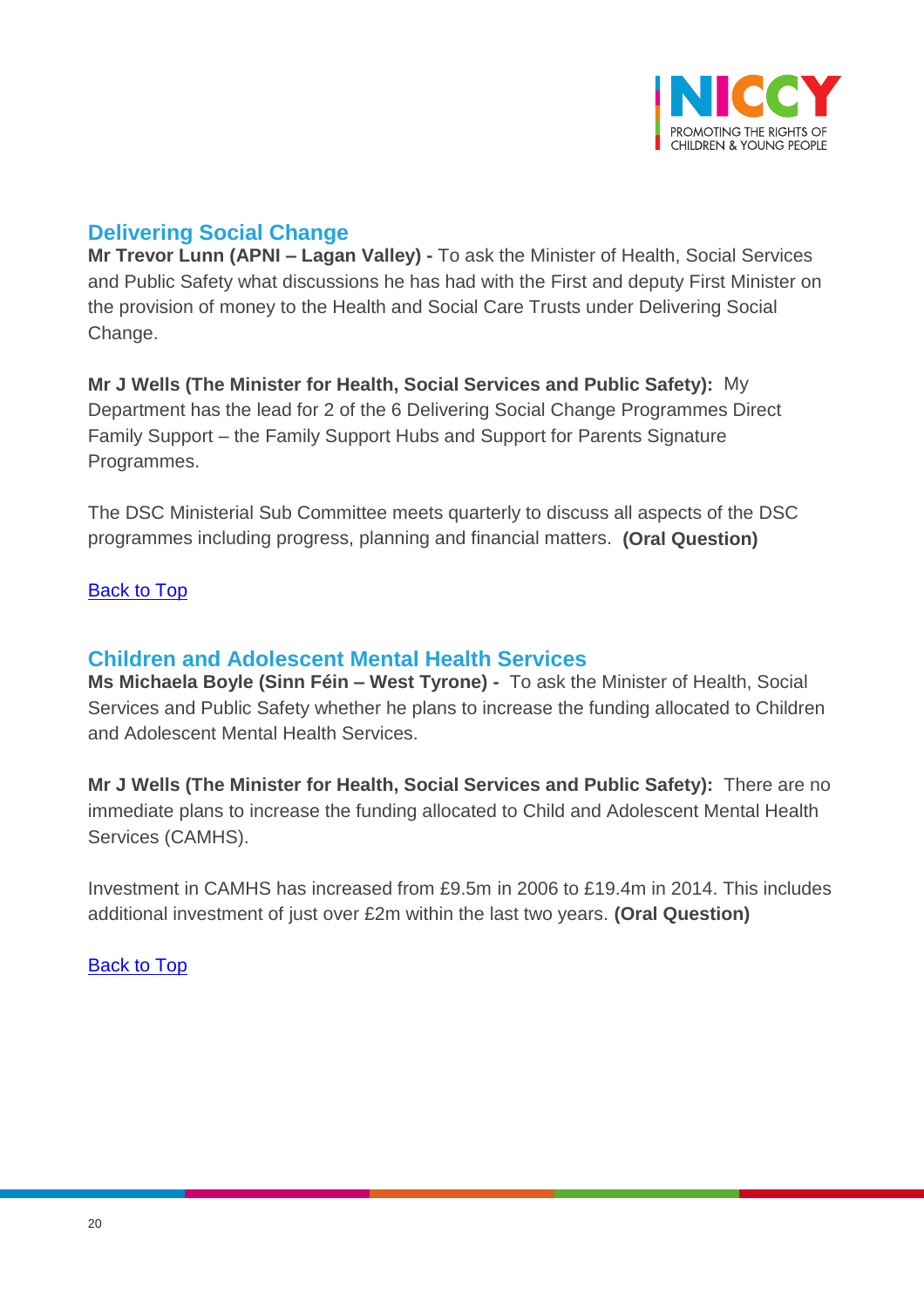## Delivering Social Change

**Mr Trevor Lunn (APNI – Lagan Valley) -** To ask the Minister of Health, Social Services and Public Safety what discussions he has had with the First and deputy First Minister on the provision of money to the Health and Social Care Trusts under Delivering Social Change.

**Mr J Wells (The Minister for Health, Social Services and Public Safety):** My Department has the lead for 2 of the 6 Delivering Social Change Programmes Direct Family Support – the Family Support Hubs and Support for Parents Signature Programmes.

The DSC Ministerial Sub Committee meets quarterly to discuss all aspects of the DSC programmes including progress, planning and financial matters. **(Oral Question)**

Back to Top

## Children and Adolescent Mental Health Services

**Ms Michaela Boyle (Sinn Féin – West Tyrone) -** To ask the Minister of Health, Social Services and Public Safety whether he plans to increase the funding allocated to Children and Adolescent Mental Health Services.

**Mr J Wells (The Minister for Health, Social Services and Public Safety):** There are no immediate plans to increase the funding allocated to Child and Adolescent Mental Health Services (CAMHS).

Investment in CAMHS has increased from £9.5m in 2006 to £19.4m in 2014. This includes additional investment of just over £2m within the last two years. **(Oral Question)**

Back to Top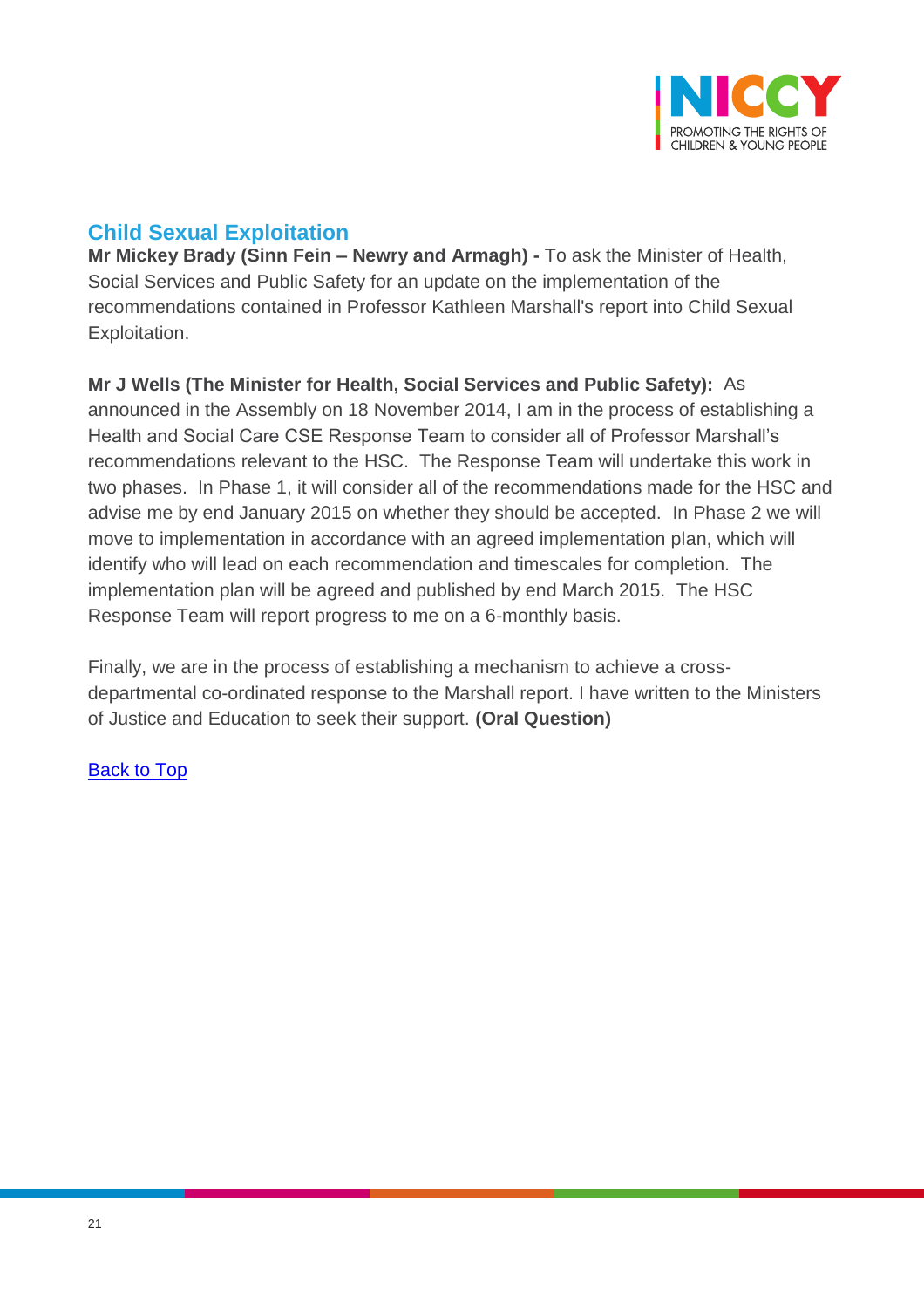## Child Sexual Exploitation

**Mr Mickey Brady (Sinn Fein – Newry and Armagh) -** To ask the Minister of Health, Social Services and Public Safety for an update on the implementation of the recommendations contained in Professor Kathleen Marshall's report into Child Sexual Exploitation.

**Mr J Wells (The Minister for Health, Social Services and Public Safety):** As announced in the Assembly on 18 November 2014, I am in the process of establishing a Health and Social Care CSE Response Team to consider all of Professor Marshall's recommendations relevant to the HSC. The Response Team will undertake this work in two phases. In Phase 1, it will consider all of the recommendations made for the HSC and advise me by end January 2015 on whether they should be accepted. In Phase 2 we will move to implementation in accordance with an agreed implementation plan, which will identify who will lead on each recommendation and timescales for completion. The implementation plan will be agreed and published by end March 2015. The HSC Response Team will report progress to me on a 6-monthly basis.

Finally, we are in the process of establishing a mechanism to achieve a cross-departmental co-ordinated response to the Marshall report. I have written to the Ministers of Justice and Education to seek their support. **(Oral Question)**

Back to Top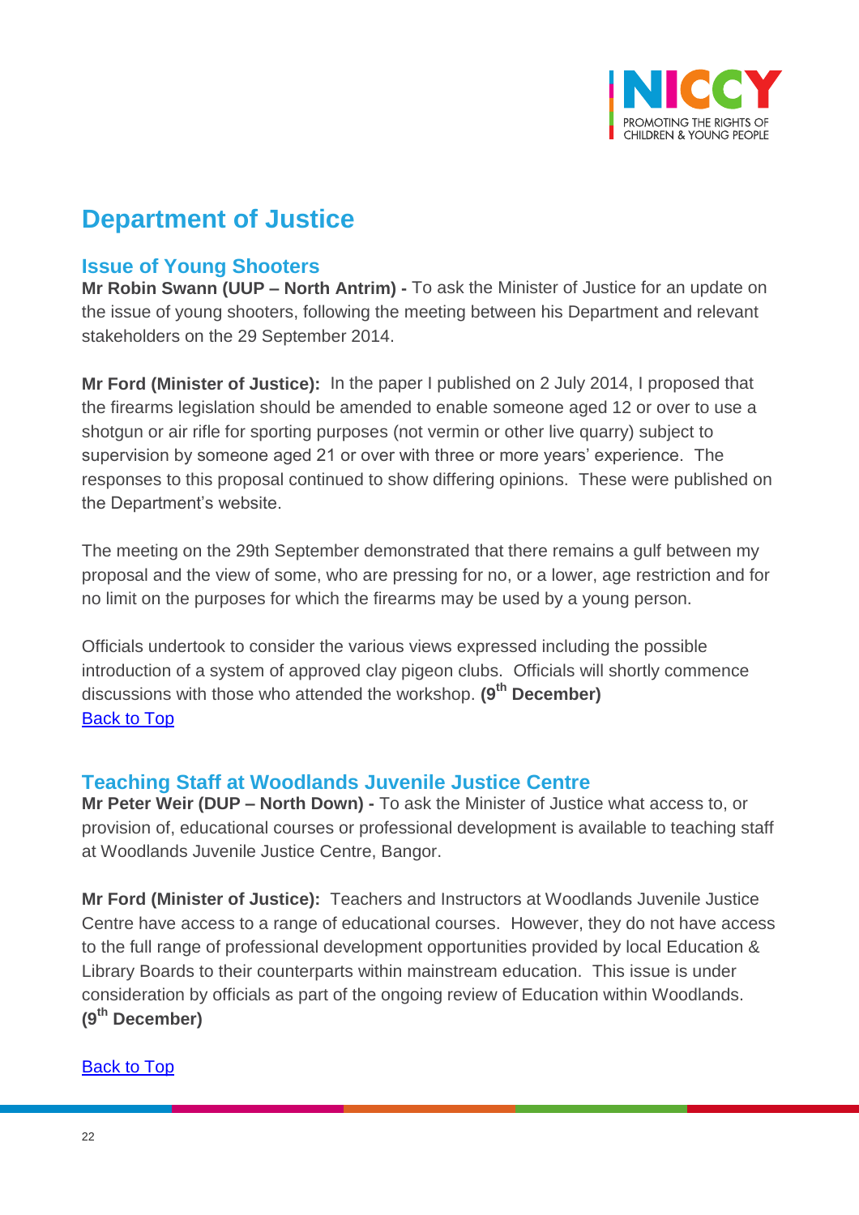# Department of Justice

## Issue of Young Shooters

**Mr Robin Swann (UUP – North Antrim) -** To ask the Minister of Justice for an update on the issue of young shooters, following the meeting between his Department and relevant stakeholders on the 29 September 2014.

**Mr Ford (Minister of Justice):** In the paper I published on 2 July 2014, I proposed that the firearms legislation should be amended to enable someone aged 12 or over to use a shotgun or air rifle for sporting purposes (not vermin or other live quarry) subject to supervision by someone aged 21 or over with three or more years' experience. The responses to this proposal continued to show differing opinions. These were published on the Department's website.

The meeting on the 29th September demonstrated that there remains a gulf between my proposal and the view of some, who are pressing for no, or a lower, age restriction and for no limit on the purposes for which the firearms may be used by a young person.

Officials undertook to consider the various views expressed including the possible introduction of a system of approved clay pigeon clubs. Officials will shortly commence discussions with those who attended the workshop. **(9th December)**

Back to Top

## Teaching Staff at Woodlands Juvenile Justice Centre

**Mr Peter Weir (DUP – North Down) -** To ask the Minister of Justice what access to, or provision of, educational courses or professional development is available to teaching staff at Woodlands Juvenile Justice Centre, Bangor.

**Mr Ford (Minister of Justice):** Teachers and Instructors at Woodlands Juvenile Justice Centre have access to a range of educational courses. However, they do not have access to the full range of professional development opportunities provided by local Education & Library Boards to their counterparts within mainstream education. This issue is under consideration by officials as part of the ongoing review of Education within Woodlands. **(9th December)**

Back to Top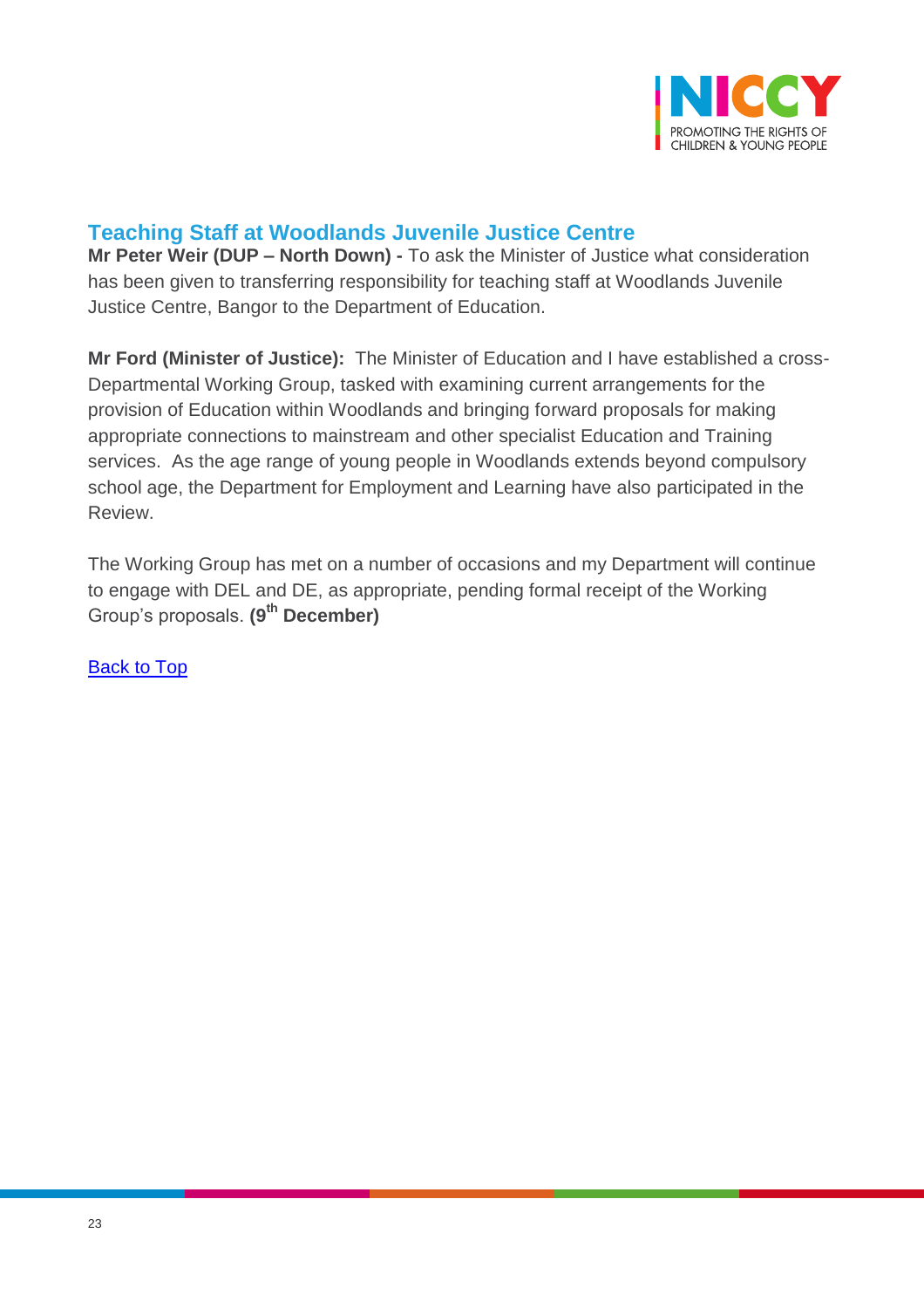## Teaching Staff at Woodlands Juvenile Justice Centre

**Mr Peter Weir (DUP – North Down) -** To ask the Minister of Justice what consideration has been given to transferring responsibility for teaching staff at Woodlands Juvenile Justice Centre, Bangor to the Department of Education.

**Mr Ford (Minister of Justice):** The Minister of Education and I have established a cross-Departmental Working Group, tasked with examining current arrangements for the provision of Education within Woodlands and bringing forward proposals for making appropriate connections to mainstream and other specialist Education and Training services. As the age range of young people in Woodlands extends beyond compulsory school age, the Department for Employment and Learning have also participated in the Review.

The Working Group has met on a number of occasions and my Department will continue to engage with DEL and DE, as appropriate, pending formal receipt of the Working Group's proposals. **(9th December)**

Back to Top